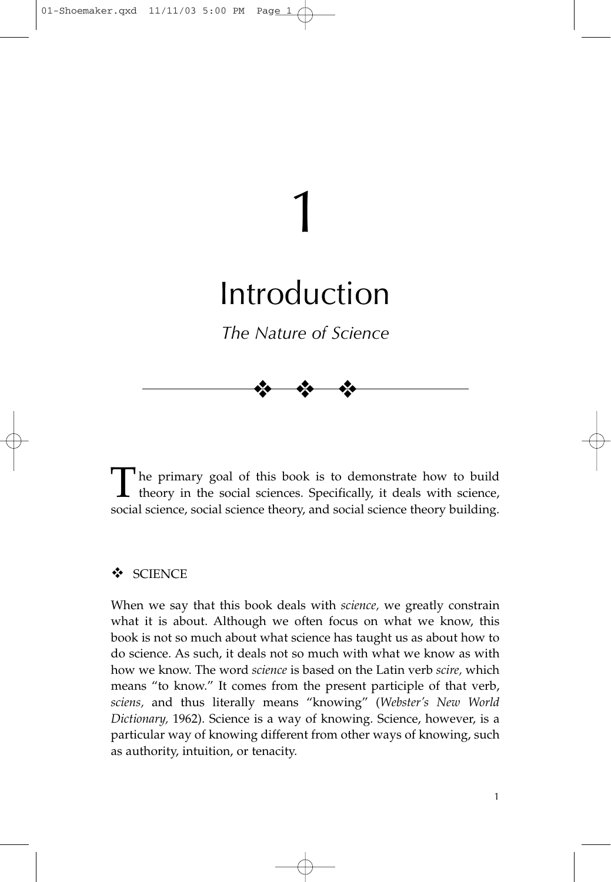# 1

# Introduction

*The Nature of Science*

The primary goal of this book is to demonstrate how to build theory in the social sciences. Specifically, it deals with science, social science, social science theory, and social science theory building.

## SCIENCE

When we say that this book deals with *science,* we greatly constrain what it is about. Although we often focus on what we know, this book is not so much about what science has taught us as about how to do science. As such, it deals not so much with what we know as with how we know. The word *science* is based on the Latin verb *scire,* which means "to know." It comes from the present participle of that verb, *sciens,* and thus literally means "knowing" (*Webster's New World Dictionary,* 1962). Science is a way of knowing. Science, however, is a particular way of knowing different from other ways of knowing, such as authority, intuition, or tenacity.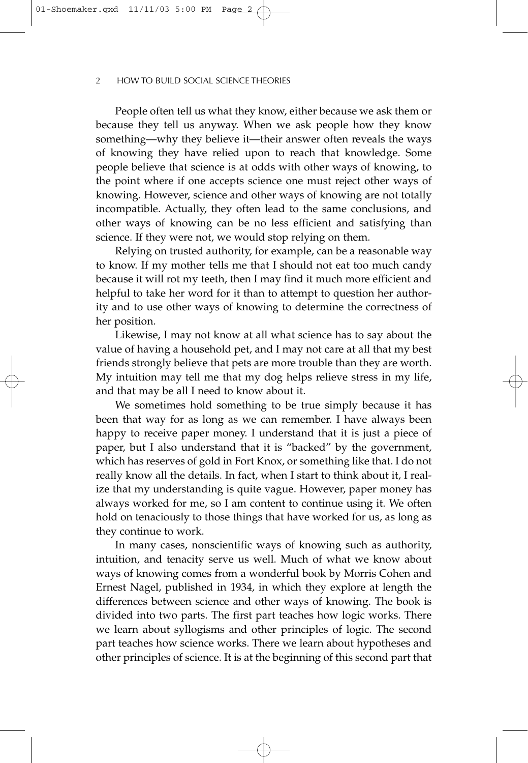People often tell us what they know, either because we ask them or because they tell us anyway. When we ask people how they know something—why they believe it—their answer often reveals the ways of knowing they have relied upon to reach that knowledge. Some people believe that science is at odds with other ways of knowing, to the point where if one accepts science one must reject other ways of knowing. However, science and other ways of knowing are not totally incompatible. Actually, they often lead to the same conclusions, and other ways of knowing can be no less efficient and satisfying than science. If they were not, we would stop relying on them.

Relying on trusted authority, for example, can be a reasonable way to know. If my mother tells me that I should not eat too much candy because it will rot my teeth, then I may find it much more efficient and helpful to take her word for it than to attempt to question her authority and to use other ways of knowing to determine the correctness of her position.

Likewise, I may not know at all what science has to say about the value of having a household pet, and I may not care at all that my best friends strongly believe that pets are more trouble than they are worth. My intuition may tell me that my dog helps relieve stress in my life, and that may be all I need to know about it.

We sometimes hold something to be true simply because it has been that way for as long as we can remember. I have always been happy to receive paper money. I understand that it is just a piece of paper, but I also understand that it is "backed" by the government, which has reserves of gold in Fort Knox, or something like that. I do not really know all the details. In fact, when I start to think about it, I realize that my understanding is quite vague. However, paper money has always worked for me, so I am content to continue using it. We often hold on tenaciously to those things that have worked for us, as long as they continue to work.

In many cases, nonscientific ways of knowing such as authority, intuition, and tenacity serve us well. Much of what we know about ways of knowing comes from a wonderful book by Morris Cohen and Ernest Nagel, published in 1934, in which they explore at length the differences between science and other ways of knowing. The book is divided into two parts. The first part teaches how logic works. There we learn about syllogisms and other principles of logic. The second part teaches how science works. There we learn about hypotheses and other principles of science. It is at the beginning of this second part that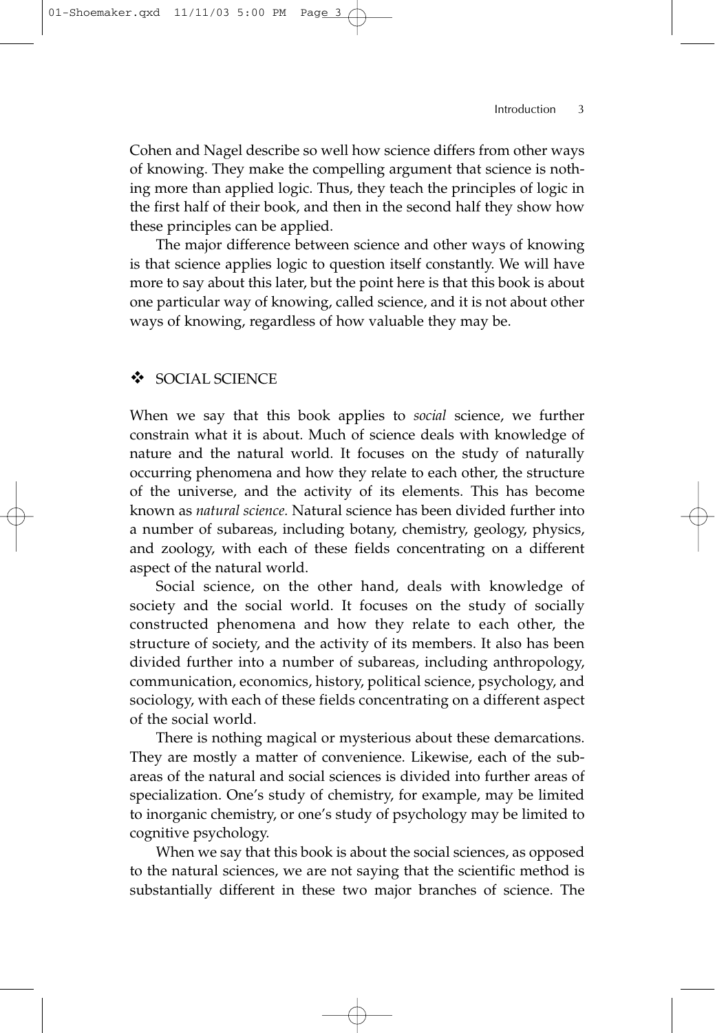Cohen and Nagel describe so well how science differs from other ways of knowing. They make the compelling argument that science is nothing more than applied logic. Thus, they teach the principles of logic in the first half of their book, and then in the second half they show how these principles can be applied.

The major difference between science and other ways of knowing is that science applies logic to question itself constantly. We will have more to say about this later, but the point here is that this book is about one particular way of knowing, called science, and it is not about other ways of knowing, regardless of how valuable they may be.

## ❖ SOCIAL SCIENCE

When we say that this book applies to *social* science, we further constrain what it is about. Much of science deals with knowledge of nature and the natural world. It focuses on the study of naturally occurring phenomena and how they relate to each other, the structure of the universe, and the activity of its elements. This has become known as *natural science.* Natural science has been divided further into a number of subareas, including botany, chemistry, geology, physics, and zoology, with each of these fields concentrating on a different aspect of the natural world.

Social science, on the other hand, deals with knowledge of society and the social world. It focuses on the study of socially constructed phenomena and how they relate to each other, the structure of society, and the activity of its members. It also has been divided further into a number of subareas, including anthropology, communication, economics, history, political science, psychology, and sociology, with each of these fields concentrating on a different aspect of the social world.

There is nothing magical or mysterious about these demarcations. They are mostly a matter of convenience. Likewise, each of the subareas of the natural and social sciences is divided into further areas of specialization. One's study of chemistry, for example, may be limited to inorganic chemistry, or one's study of psychology may be limited to cognitive psychology.

When we say that this book is about the social sciences, as opposed to the natural sciences, we are not saying that the scientific method is substantially different in these two major branches of science. The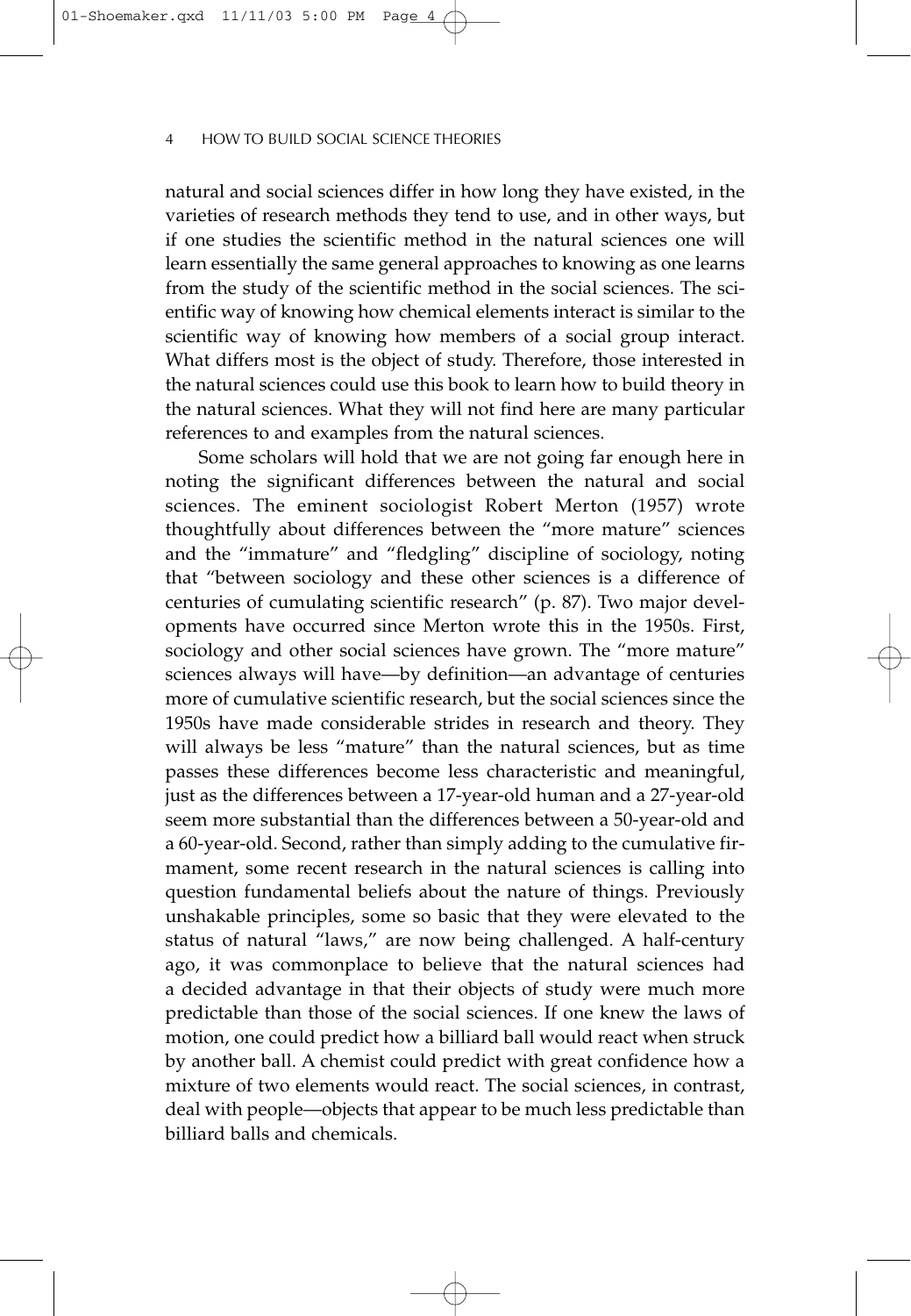natural and social sciences differ in how long they have existed, in the varieties of research methods they tend to use, and in other ways, but if one studies the scientific method in the natural sciences one will learn essentially the same general approaches to knowing as one learns from the study of the scientific method in the social sciences. The scientific way of knowing how chemical elements interact is similar to the scientific way of knowing how members of a social group interact. What differs most is the object of study. Therefore, those interested in the natural sciences could use this book to learn how to build theory in the natural sciences. What they will not find here are many particular references to and examples from the natural sciences.

Some scholars will hold that we are not going far enough here in noting the significant differences between the natural and social sciences. The eminent sociologist Robert Merton (1957) wrote thoughtfully about differences between the "more mature" sciences and the "immature" and "fledgling" discipline of sociology, noting that "between sociology and these other sciences is a difference of centuries of cumulating scientific research" (p. 87). Two major developments have occurred since Merton wrote this in the 1950s. First, sociology and other social sciences have grown. The "more mature" sciences always will have—by definition—an advantage of centuries more of cumulative scientific research, but the social sciences since the 1950s have made considerable strides in research and theory. They will always be less "mature" than the natural sciences, but as time passes these differences become less characteristic and meaningful, just as the differences between a 17-year-old human and a 27-year-old seem more substantial than the differences between a 50-year-old and a 60-year-old. Second, rather than simply adding to the cumulative firmament, some recent research in the natural sciences is calling into question fundamental beliefs about the nature of things. Previously unshakable principles, some so basic that they were elevated to the status of natural "laws," are now being challenged. A half-century ago, it was commonplace to believe that the natural sciences had a decided advantage in that their objects of study were much more predictable than those of the social sciences. If one knew the laws of motion, one could predict how a billiard ball would react when struck by another ball. A chemist could predict with great confidence how a mixture of two elements would react. The social sciences, in contrast, deal with people—objects that appear to be much less predictable than billiard balls and chemicals.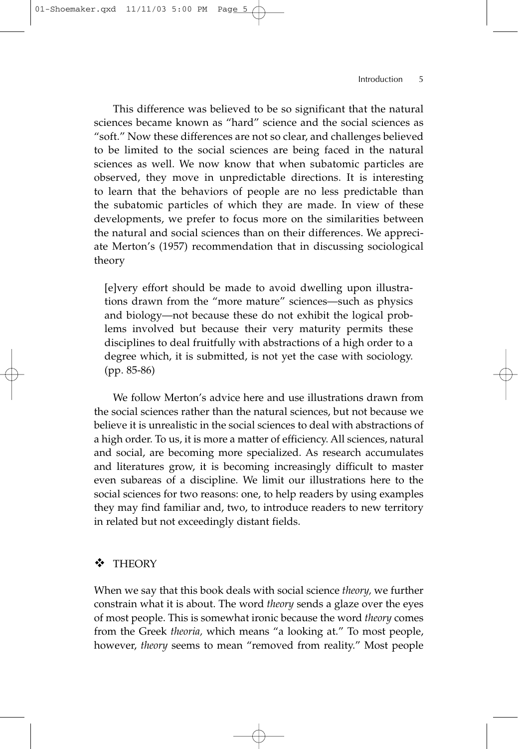This difference was believed to be so significant that the natural sciences became known as "hard" science and the social sciences as "soft." Now these differences are not so clear, and challenges believed to be limited to the social sciences are being faced in the natural sciences as well. We now know that when subatomic particles are observed, they move in unpredictable directions. It is interesting to learn that the behaviors of people are no less predictable than the subatomic particles of which they are made. In view of these developments, we prefer to focus more on the similarities between the natural and social sciences than on their differences. We appreciate Merton's (1957) recommendation that in discussing sociological theory

> [e]very effort should be made to avoid dwelling upon illustrations drawn from the "more mature" sciences—such as physics and biology—not because these do not exhibit the logical problems involved but because their very maturity permits these disciplines to deal fruitfully with abstractions of a high order to a degree which, it is submitted, is not yet the case with sociology. (pp. 85-86)

We follow Merton's advice here and use illustrations drawn from the social sciences rather than the natural sciences, but not because we believe it is unrealistic in the social sciences to deal with abstractions of a high order. To us, it is more a matter of efficiency. All sciences, natural and social, are becoming more specialized. As research accumulates and literatures grow, it is becoming increasingly difficult to master even subareas of a discipline. We limit our illustrations here to the social sciences for two reasons: one, to help readers by using examples they may find familiar and, two, to introduce readers to new territory in related but not exceedingly distant fields.

## ❖ THEORY

When we say that this book deals with social science *theory,* we further constrain what it is about. The word *theory* sends a glaze over the eyes of most people. This is somewhat ironic because the word *theory* comes from the Greek *theoria,* which means "a looking at." To most people, however, *theory* seems to mean "removed from reality." Most people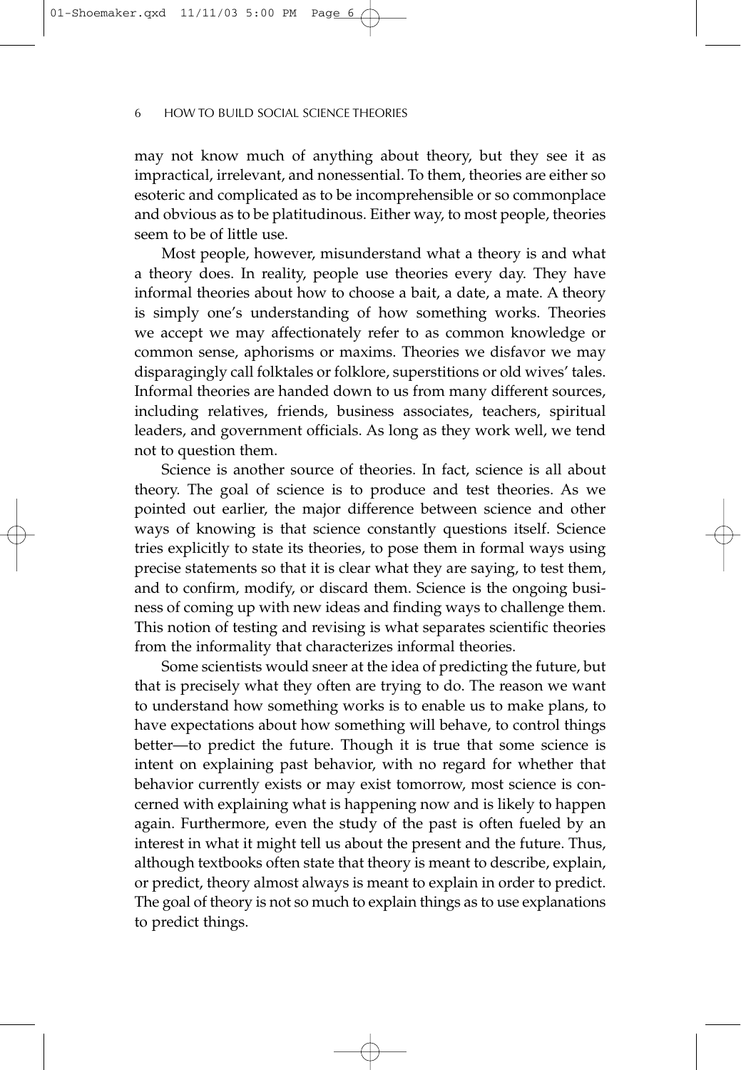may not know much of anything about theory, but they see it as impractical, irrelevant, and nonessential. To them, theories are either so esoteric and complicated as to be incomprehensible or so commonplace and obvious as to be platitudinous. Either way, to most people, theories seem to be of little use.

Most people, however, misunderstand what a theory is and what a theory does. In reality, people use theories every day. They have informal theories about how to choose a bait, a date, a mate. A theory is simply one's understanding of how something works. Theories we accept we may affectionately refer to as common knowledge or common sense, aphorisms or maxims. Theories we disfavor we may disparagingly call folktales or folklore, superstitions or old wives' tales. Informal theories are handed down to us from many different sources, including relatives, friends, business associates, teachers, spiritual leaders, and government officials. As long as they work well, we tend not to question them.

Science is another source of theories. In fact, science is all about theory. The goal of science is to produce and test theories. As we pointed out earlier, the major difference between science and other ways of knowing is that science constantly questions itself. Science tries explicitly to state its theories, to pose them in formal ways using precise statements so that it is clear what they are saying, to test them, and to confirm, modify, or discard them. Science is the ongoing business of coming up with new ideas and finding ways to challenge them. This notion of testing and revising is what separates scientific theories from the informality that characterizes informal theories.

Some scientists would sneer at the idea of predicting the future, but that is precisely what they often are trying to do. The reason we want to understand how something works is to enable us to make plans, to have expectations about how something will behave, to control things better—to predict the future. Though it is true that some science is intent on explaining past behavior, with no regard for whether that behavior currently exists or may exist tomorrow, most science is concerned with explaining what is happening now and is likely to happen again. Furthermore, even the study of the past is often fueled by an interest in what it might tell us about the present and the future. Thus, although textbooks often state that theory is meant to describe, explain, or predict, theory almost always is meant to explain in order to predict. The goal of theory is not so much to explain things as to use explanations to predict things.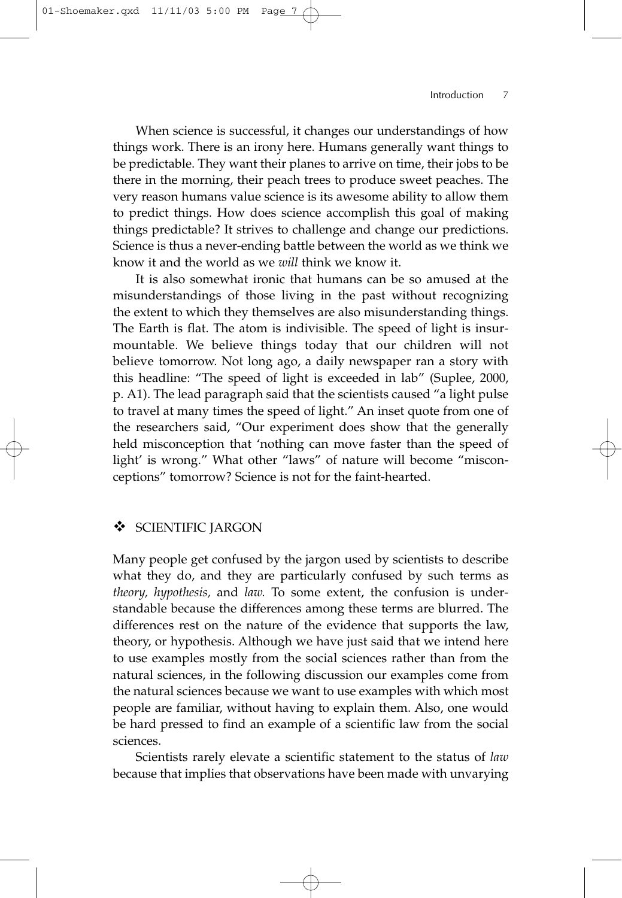When science is successful, it changes our understandings of how things work. There is an irony here. Humans generally want things to be predictable. They want their planes to arrive on time, their jobs to be there in the morning, their peach trees to produce sweet peaches. The very reason humans value science is its awesome ability to allow them to predict things. How does science accomplish this goal of making things predictable? It strives to challenge and change our predictions. Science is thus a never-ending battle between the world as we think we know it and the world as we *will* think we know it.

It is also somewhat ironic that humans can be so amused at the misunderstandings of those living in the past without recognizing the extent to which they themselves are also misunderstanding things. The Earth is flat. The atom is indivisible. The speed of light is insurmountable. We believe things today that our children will not believe tomorrow. Not long ago, a daily newspaper ran a story with this headline: "The speed of light is exceeded in lab" (Suplee, 2000, p. A1). The lead paragraph said that the scientists caused "a light pulse to travel at many times the speed of light." An inset quote from one of the researchers said, "Our experiment does show that the generally held misconception that 'nothing can move faster than the speed of light' is wrong." What other "laws" of nature will become "misconceptions" tomorrow? Science is not for the faint-hearted.

## ❖ SCIENTIFIC JARGON

Many people get confused by the jargon used by scientists to describe what they do, and they are particularly confused by such terms as *theory, hypothesis,* and *law.* To some extent, the confusion is understandable because the differences among these terms are blurred. The differences rest on the nature of the evidence that supports the law, theory, or hypothesis. Although we have just said that we intend here to use examples mostly from the social sciences rather than from the natural sciences, in the following discussion our examples come from the natural sciences because we want to use examples with which most people are familiar, without having to explain them. Also, one would be hard pressed to find an example of a scientific law from the social sciences.

Scientists rarely elevate a scientific statement to the status of *law* because that implies that observations have been made with unvarying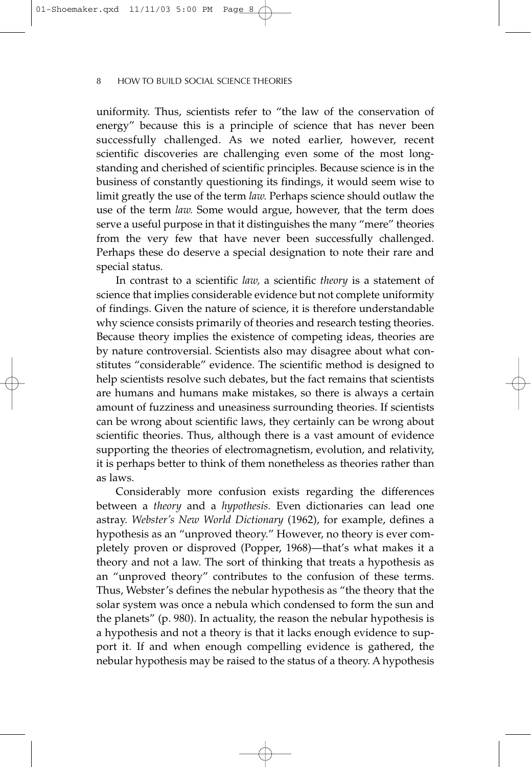uniformity. Thus, scientists refer to "the law of the conservation of energy" because this is a principle of science that has never been successfully challenged. As we noted earlier, however, recent scientific discoveries are challenging even some of the most long-standing and cherished of scientific principles. Because science is in the business of constantly questioning its findings, it would seem wise to limit greatly the use of the term *law.* Perhaps science should outlaw the use of the term *law.* Some would argue, however, that the term does serve a useful purpose in that it distinguishes the many "mere" theories from the very few that have never been successfully challenged. Perhaps these do deserve a special designation to note their rare and special status.

In contrast to a scientific *law,* a scientific *theory* is a statement of science that implies considerable evidence but not complete uniformity of findings. Given the nature of science, it is therefore understandable why science consists primarily of theories and research testing theories. Because theory implies the existence of competing ideas, theories are by nature controversial. Scientists also may disagree about what constitutes "considerable" evidence. The scientific method is designed to help scientists resolve such debates, but the fact remains that scientists are humans and humans make mistakes, so there is always a certain amount of fuzziness and uneasiness surrounding theories. If scientists can be wrong about scientific laws, they certainly can be wrong about scientific theories. Thus, although there is a vast amount of evidence supporting the theories of electromagnetism, evolution, and relativity, it is perhaps better to think of them nonetheless as theories rather than as laws.

Considerably more confusion exists regarding the differences between a *theory* and a *hypothesis.* Even dictionaries can lead one astray. *Webster's New World Dictionary* (1962), for example, defines a hypothesis as an "unproved theory." However, no theory is ever completely proven or disproved (Popper, 1968)—that's what makes it a theory and not a law. The sort of thinking that treats a hypothesis as an "unproved theory" contributes to the confusion of these terms. Thus, Webster's defines the nebular hypothesis as "the theory that the solar system was once a nebula which condensed to form the sun and the planets" (p. 980). In actuality, the reason the nebular hypothesis is a hypothesis and not a theory is that it lacks enough evidence to support it. If and when enough compelling evidence is gathered, the nebular hypothesis may be raised to the status of a theory. A hypothesis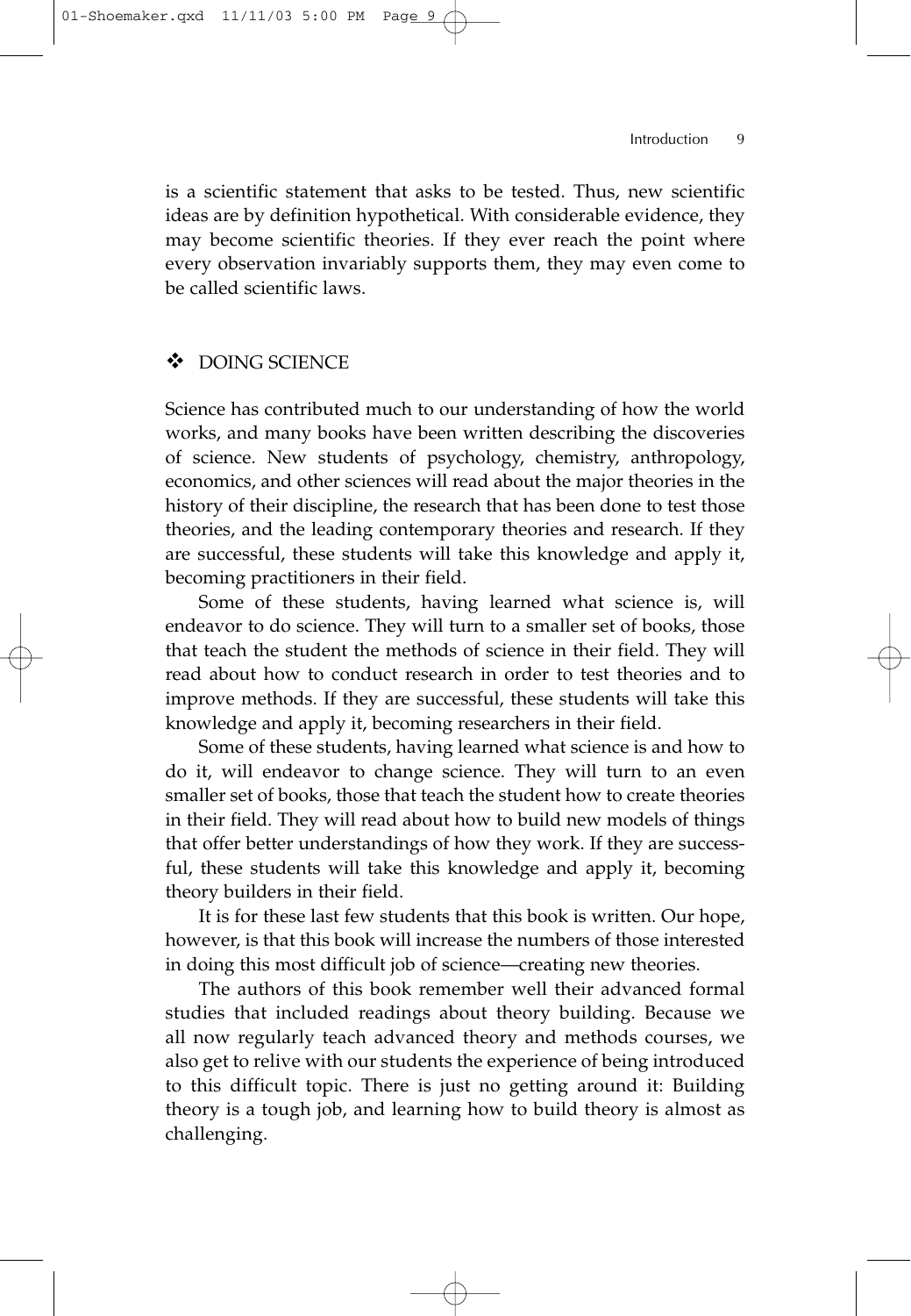is a scientific statement that asks to be tested. Thus, new scientific ideas are by definition hypothetical. With considerable evidence, they may become scientific theories. If they ever reach the point where every observation invariably supports them, they may even come to be called scientific laws.

## ❖ DOING SCIENCE

Science has contributed much to our understanding of how the world works, and many books have been written describing the discoveries of science. New students of psychology, chemistry, anthropology, economics, and other sciences will read about the major theories in the history of their discipline, the research that has been done to test those theories, and the leading contemporary theories and research. If they are successful, these students will take this knowledge and apply it, becoming practitioners in their field.

Some of these students, having learned what science is, will endeavor to do science. They will turn to a smaller set of books, those that teach the student the methods of science in their field. They will read about how to conduct research in order to test theories and to improve methods. If they are successful, these students will take this knowledge and apply it, becoming researchers in their field.

Some of these students, having learned what science is and how to do it, will endeavor to change science. They will turn to an even smaller set of books, those that teach the student how to create theories in their field. They will read about how to build new models of things that offer better understandings of how they work. If they are successful, these students will take this knowledge and apply it, becoming theory builders in their field.

It is for these last few students that this book is written. Our hope, however, is that this book will increase the numbers of those interested in doing this most difficult job of science—creating new theories.

The authors of this book remember well their advanced formal studies that included readings about theory building. Because we all now regularly teach advanced theory and methods courses, we also get to relive with our students the experience of being introduced to this difficult topic. There is just no getting around it: Building theory is a tough job, and learning how to build theory is almost as challenging.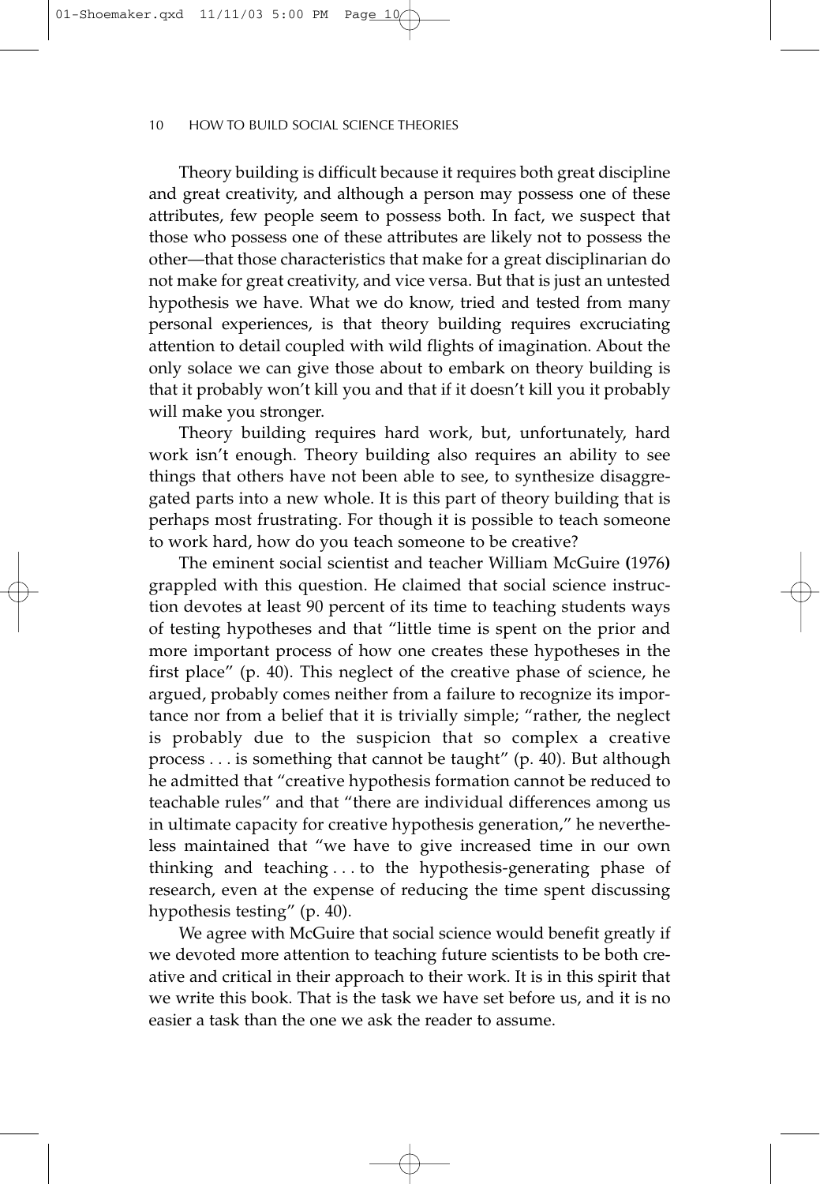Theory building is difficult because it requires both great discipline and great creativity, and although a person may possess one of these attributes, few people seem to possess both. In fact, we suspect that those who possess one of these attributes are likely not to possess the other—that those characteristics that make for a great disciplinarian do not make for great creativity, and vice versa. But that is just an untested hypothesis we have. What we do know, tried and tested from many personal experiences, is that theory building requires excruciating attention to detail coupled with wild flights of imagination. About the only solace we can give those about to embark on theory building is that it probably won't kill you and that if it doesn't kill you it probably will make you stronger.

Theory building requires hard work, but, unfortunately, hard work isn't enough. Theory building also requires an ability to see things that others have not been able to see, to synthesize disaggregated parts into a new whole. It is this part of theory building that is perhaps most frustrating. For though it is possible to teach someone to work hard, how do you teach someone to be creative?

The eminent social scientist and teacher William McGuire (1976) grappled with this question. He claimed that social science instruction devotes at least 90 percent of its time to teaching students ways of testing hypotheses and that "little time is spent on the prior and more important process of how one creates these hypotheses in the first place" (p. 40). This neglect of the creative phase of science, he argued, probably comes neither from a failure to recognize its importance nor from a belief that it is trivially simple; "rather, the neglect is probably due to the suspicion that so complex a creative process . . . is something that cannot be taught" (p. 40). But although he admitted that "creative hypothesis formation cannot be reduced to teachable rules" and that "there are individual differences among us in ultimate capacity for creative hypothesis generation," he nevertheless maintained that "we have to give increased time in our own thinking and teaching . . . to the hypothesis-generating phase of research, even at the expense of reducing the time spent discussing hypothesis testing" (p. 40).

We agree with McGuire that social science would benefit greatly if we devoted more attention to teaching future scientists to be both creative and critical in their approach to their work. It is in this spirit that we write this book. That is the task we have set before us, and it is no easier a task than the one we ask the reader to assume.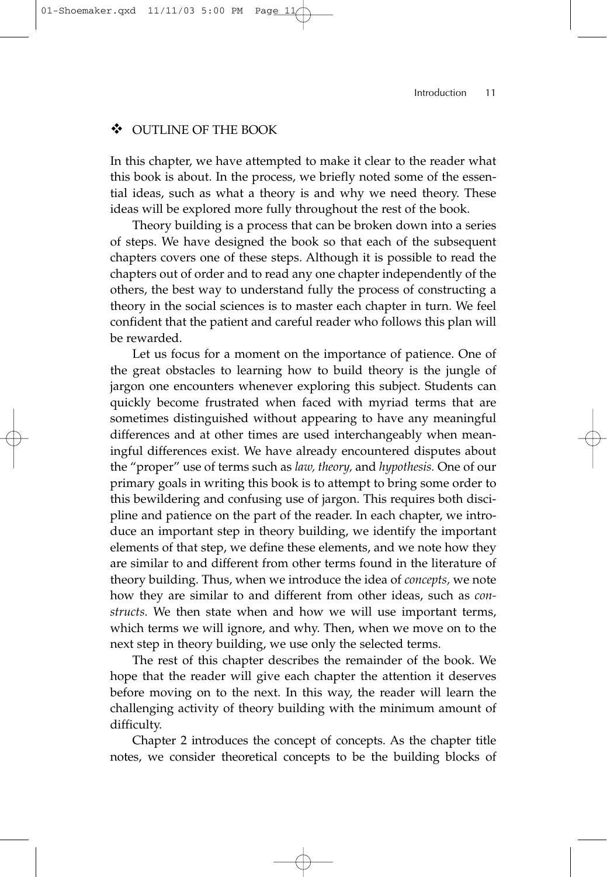## ❖ OUTLINE OF THE BOOK

In this chapter, we have attempted to make it clear to the reader what this book is about. In the process, we briefly noted some of the essential ideas, such as what a theory is and why we need theory. These ideas will be explored more fully throughout the rest of the book.

Theory building is a process that can be broken down into a series of steps. We have designed the book so that each of the subsequent chapters covers one of these steps. Although it is possible to read the chapters out of order and to read any one chapter independently of the others, the best way to understand fully the process of constructing a theory in the social sciences is to master each chapter in turn. We feel confident that the patient and careful reader who follows this plan will be rewarded.

Let us focus for a moment on the importance of patience. One of the great obstacles to learning how to build theory is the jungle of jargon one encounters whenever exploring this subject. Students can quickly become frustrated when faced with myriad terms that are sometimes distinguished without appearing to have any meaningful differences and at other times are used interchangeably when meaningful differences exist. We have already encountered disputes about the "proper" use of terms such as *law, theory,* and *hypothesis.* One of our primary goals in writing this book is to attempt to bring some order to this bewildering and confusing use of jargon. This requires both discipline and patience on the part of the reader. In each chapter, we introduce an important step in theory building, we identify the important elements of that step, we define these elements, and we note how they are similar to and different from other terms found in the literature of theory building. Thus, when we introduce the idea of *concepts,* we note how they are similar to and different from other ideas, such as *constructs.* We then state when and how we will use important terms, which terms we will ignore, and why. Then, when we move on to the next step in theory building, we use only the selected terms.

The rest of this chapter describes the remainder of the book. We hope that the reader will give each chapter the attention it deserves before moving on to the next. In this way, the reader will learn the challenging activity of theory building with the minimum amount of difficulty.

Chapter 2 introduces the concept of concepts. As the chapter title notes, we consider theoretical concepts to be the building blocks of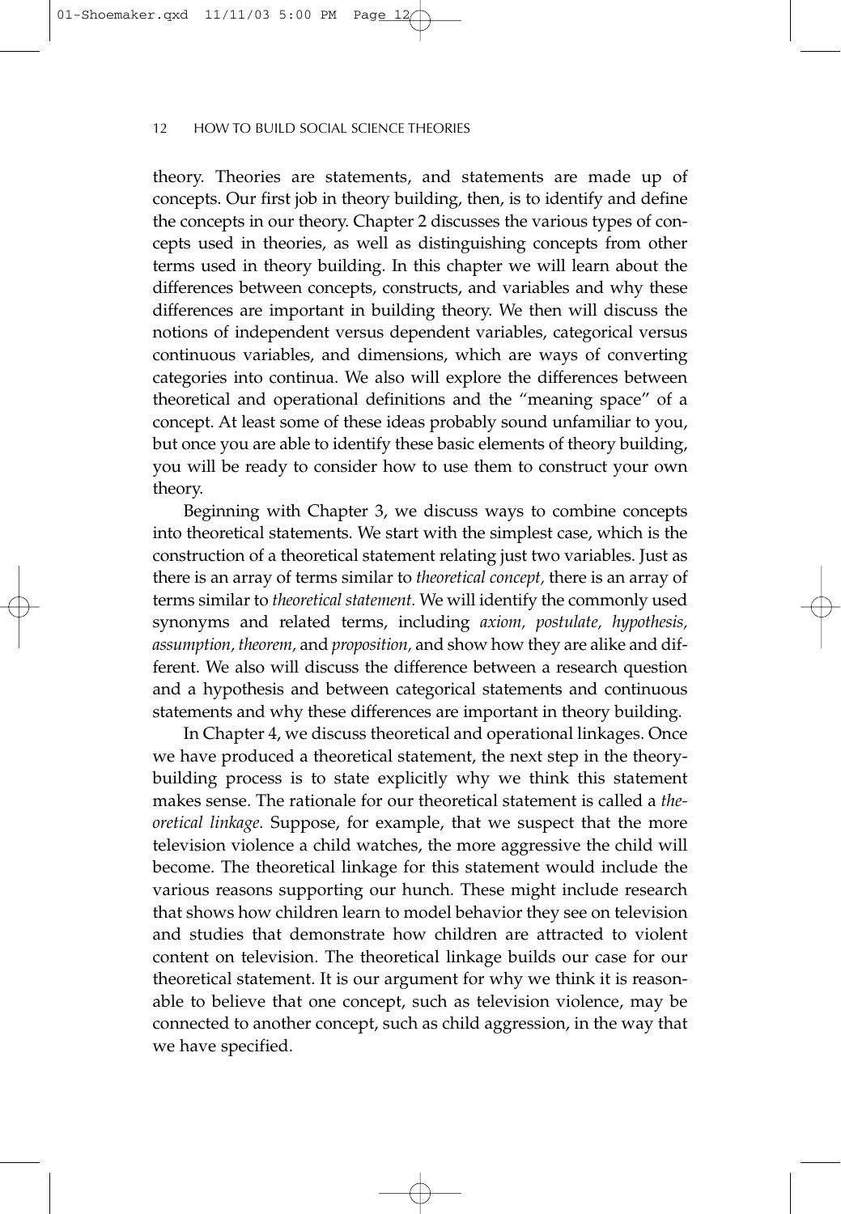theory. Theories are statements, and statements are made up of concepts. Our first job in theory building, then, is to identify and define the concepts in our theory. Chapter 2 discusses the various types of concepts used in theories, as well as distinguishing concepts from other terms used in theory building. In this chapter we will learn about the differences between concepts, constructs, and variables and why these differences are important in building theory. We then will discuss the notions of independent versus dependent variables, categorical versus continuous variables, and dimensions, which are ways of converting categories into continua. We also will explore the differences between theoretical and operational definitions and the "meaning space" of a concept. At least some of these ideas probably sound unfamiliar to you, but once you are able to identify these basic elements of theory building, you will be ready to consider how to use them to construct your own theory.

Beginning with Chapter 3, we discuss ways to combine concepts into theoretical statements. We start with the simplest case, which is the construction of a theoretical statement relating just two variables. Just as there is an array of terms similar to *theoretical concept,* there is an array of terms similar to *theoretical statement.* We will identify the commonly used synonyms and related terms, including *axiom, postulate, hypothesis, assumption, theorem,* and *proposition,* and show how they are alike and different. We also will discuss the difference between a research question and a hypothesis and between categorical statements and continuous statements and why these differences are important in theory building.

In Chapter 4, we discuss theoretical and operational linkages. Once we have produced a theoretical statement, the next step in the theory-building process is to state explicitly why we think this statement makes sense. The rationale for our theoretical statement is called a *theoretical linkage.* Suppose, for example, that we suspect that the more television violence a child watches, the more aggressive the child will become. The theoretical linkage for this statement would include the various reasons supporting our hunch. These might include research that shows how children learn to model behavior they see on television and studies that demonstrate how children are attracted to violent content on television. The theoretical linkage builds our case for our theoretical statement. It is our argument for why we think it is reasonable to believe that one concept, such as television violence, may be connected to another concept, such as child aggression, in the way that we have specified.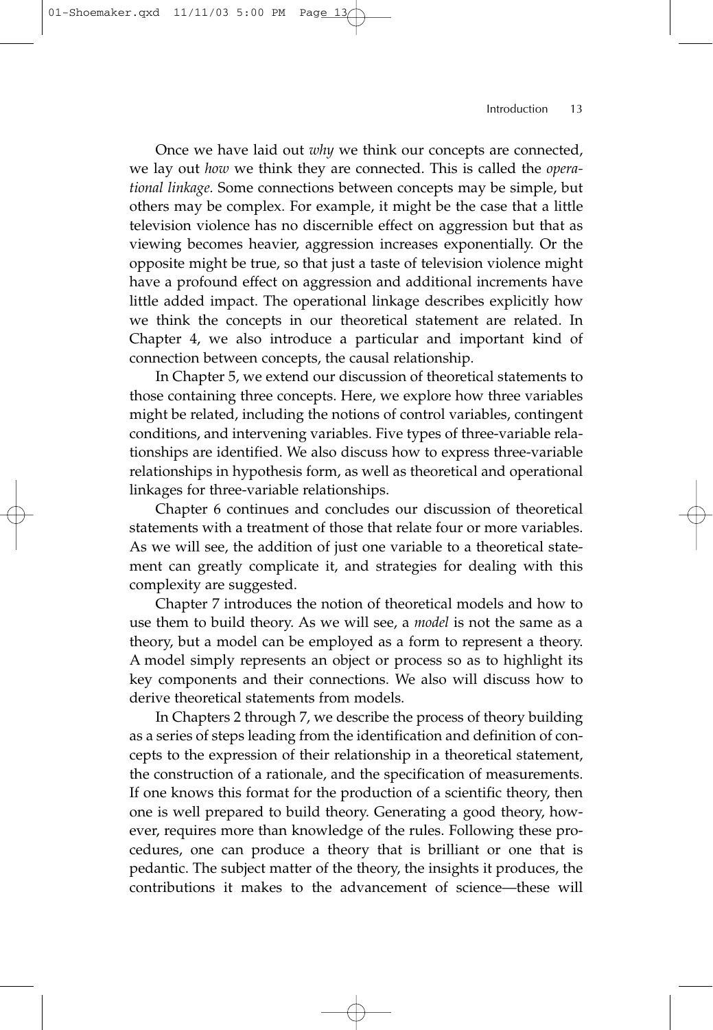Once we have laid out *why* we think our concepts are connected, we lay out *how* we think they are connected. This is called the *operational linkage.* Some connections between concepts may be simple, but others may be complex. For example, it might be the case that a little television violence has no discernible effect on aggression but that as viewing becomes heavier, aggression increases exponentially. Or the opposite might be true, so that just a taste of television violence might have a profound effect on aggression and additional increments have little added impact. The operational linkage describes explicitly how we think the concepts in our theoretical statement are related. In Chapter 4, we also introduce a particular and important kind of connection between concepts, the causal relationship.

In Chapter 5, we extend our discussion of theoretical statements to those containing three concepts. Here, we explore how three variables might be related, including the notions of control variables, contingent conditions, and intervening variables. Five types of three-variable relationships are identified. We also discuss how to express three-variable relationships in hypothesis form, as well as theoretical and operational linkages for three-variable relationships.

Chapter 6 continues and concludes our discussion of theoretical statements with a treatment of those that relate four or more variables. As we will see, the addition of just one variable to a theoretical statement can greatly complicate it, and strategies for dealing with this complexity are suggested.

Chapter 7 introduces the notion of theoretical models and how to use them to build theory. As we will see, a *model* is not the same as a theory, but a model can be employed as a form to represent a theory. A model simply represents an object or process so as to highlight its key components and their connections. We also will discuss how to derive theoretical statements from models.

In Chapters 2 through 7, we describe the process of theory building as a series of steps leading from the identification and definition of concepts to the expression of their relationship in a theoretical statement, the construction of a rationale, and the specification of measurements. If one knows this format for the production of a scientific theory, then one is well prepared to build theory. Generating a good theory, however, requires more than knowledge of the rules. Following these procedures, one can produce a theory that is brilliant or one that is pedantic. The subject matter of the theory, the insights it produces, the contributions it makes to the advancement of science—these will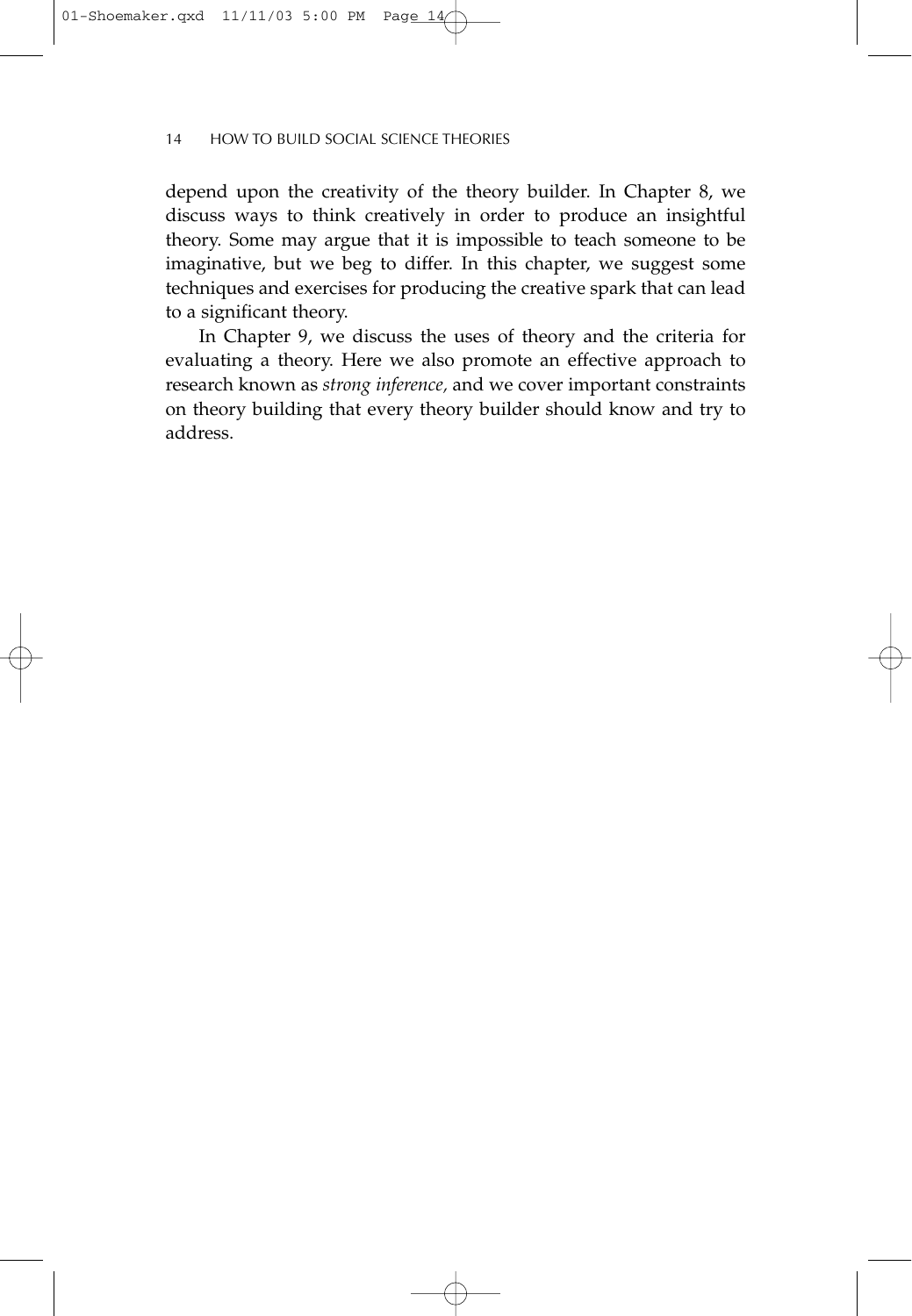depend upon the creativity of the theory builder. In Chapter 8, we discuss ways to think creatively in order to produce an insightful theory. Some may argue that it is impossible to teach someone to be imaginative, but we beg to differ. In this chapter, we suggest some techniques and exercises for producing the creative spark that can lead to a significant theory.

In Chapter 9, we discuss the uses of theory and the criteria for evaluating a theory. Here we also promote an effective approach to research known as *strong inference,* and we cover important constraints on theory building that every theory builder should know and try to address.